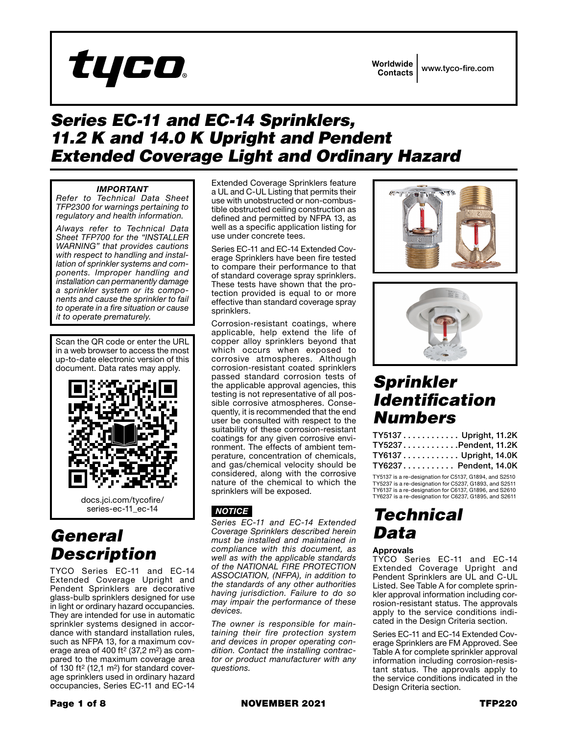Worldwide Contacts | www.tyco-fire.com

# Series EC-11 and EC-14 Sprinklers, 11.2 K and 14.0 K Upright and Pendent Extended Coverage Light and Ordinary Hazard

***IMPORTANT***

*Refer to Technical Data Sheet TFP2300 for warnings pertaining to regulatory and health information.*

*Always refer to Technical Data Sheet TFP700 for the "INSTALLER WARNING" that provides cautions with respect to handling and installation of sprinkler systems and components. Improper handling and installation can permanently damage a sprinkler system or its components and cause the sprinkler to fail to operate in a fire situation or cause it to operate prematurely.*

Scan the QR code or enter the URL in a web browser to access the most up-to-date electronic version of this document. Data rates may apply.

docs.jci.com/tycofire/series-ec-11_ec-14

## General Description

TYCO Series EC-11 and EC-14 Extended Coverage Upright and Pendent Sprinklers are decorative glass-bulb sprinklers designed for use in light or ordinary hazard occupancies. They are intended for use in automatic sprinkler systems designed in accordance with standard installation rules, such as NFPA 13, for a maximum coverage area of 400 ft$^2$ (37,2 m$^2$) as compared to the maximum coverage area of 130 ft$^2$ (12,1 m$^2$) for standard coverage sprinklers used in ordinary hazard occupancies, Series EC-11 and EC-14 Extended Coverage Sprinklers feature a UL and C-UL Listing that permits their use with unobstructed or non-combustible obstructed ceiling construction as defined and permitted by NFPA 13, as well as a specific application listing for use under concrete tees.

Series EC-11 and EC-14 Extended Coverage Sprinklers have been fire tested to compare their performance to that of standard coverage spray sprinklers. These tests have shown that the protection provided is equal to or more effective than standard coverage spray sprinklers.

Corrosion-resistant coatings, where applicable, help extend the life of copper alloy sprinklers beyond that which occurs when exposed to corrosive atmospheres. Although corrosion-resistant coated sprinklers passed standard corrosion tests of the applicable approval agencies, this testing is not representative of all possible corrosive atmospheres. Consequently, it is recommended that the end user be consulted with respect to the suitability of these corrosion-resistant coatings for any given corrosive environment. The effects of ambient temperature, concentration of chemicals, and gas/chemical velocity should be considered, along with the corrosive nature of the chemical to which the sprinklers will be exposed.

***NOTICE***

*Series EC-11 and EC-14 Extended Coverage Sprinklers described herein must be installed and maintained in compliance with this document, as well as with the applicable standards of the NATIONAL FIRE PROTECTION ASSOCIATION, (NFPA), in addition to the standards of any other authorities having jurisdiction. Failure to do so may impair the performance of these devices.*

*The owner is responsible for maintaining their fire protection system and devices in proper operating condition. Contact the installing contractor or product manufacturer with any questions.*

## Sprinkler Identification Numbers

TY5137 . . . . . . . . . . . . Upright, 11.2K
TY5237 . . . . . . . . . . . . Pendent, 11.2K
TY6137 . . . . . . . . . . . . Upright, 14.0K
TY6237 . . . . . . . . . . . Pendent, 14.0K

TY5137 is a re-designation for C5137, G1894, and S2510
TY5237 is a re-designation for C5237, G1893, and S2511
TY6137 is a re-designation for C6137, G1896, and S2610
TY6237 is a re-designation for C6237, G1895, and S2611

## Technical Data

**Approvals**

TYCO Series EC-11 and EC-14 Extended Coverage Upright and Pendent Sprinklers are UL and C-UL Listed. See Table A for complete sprinkler approval information including corrosion-resistant status. The approvals apply to the service conditions indicated in the Design Criteria section.

Series EC-11 and EC-14 Extended Coverage Sprinklers are FM Approved. See Table A for complete sprinkler approval information including corrosion-resistant status. The approvals apply to the service conditions indicated in the Design Criteria section.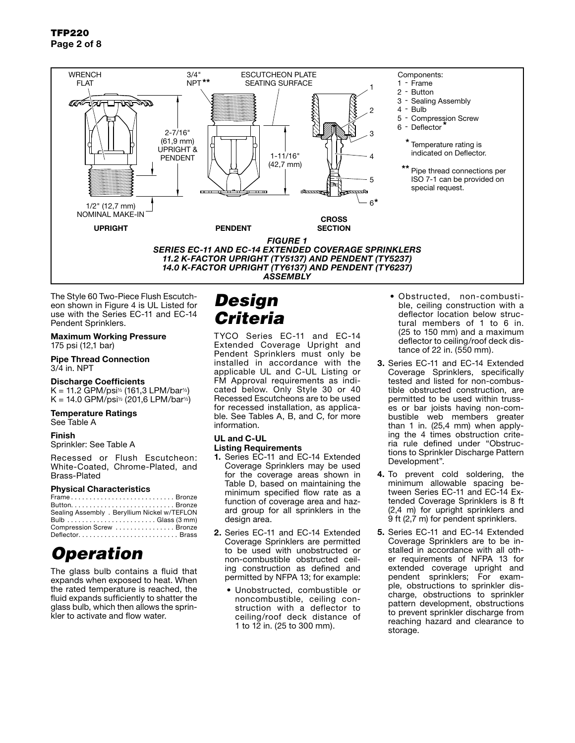*FIGURE 1*
*SERIES EC-11 AND EC-14 EXTENDED COVERAGE SPRINKLERS*
*11.2 K-FACTOR UPRIGHT (TY5137) AND PENDENT (TY5237)*
*14.0 K-FACTOR UPRIGHT (TY6137) AND PENDENT (TY6237)*
*ASSEMBLY*

Components:
1 - Frame
2 - Button
3 - Sealing Assembly
4 - Bulb
5 - Compression Screw
6 - Deflector*

\* Temperature rating is indicated on Deflector.

\*\* Pipe thread connections per ISO 7-1 can be provided on special request.

The Style 60 Two-Piece Flush Escutcheon shown in Figure 4 is UL Listed for use with the Series EC-11 and EC-14 Pendent Sprinklers.

**Maximum Working Pressure**
175 psi (12,1 bar)

**Pipe Thread Connection**
3/4 in. NPT

**Discharge Coefficients**
K = 11.2 GPM/psi$^{1/2}$ (161,3 LPM/bar$^{1/2}$)
K = 14.0 GPM/psi$^{1/2}$ (201,6 LPM/bar$^{1/2}$)

**Temperature Ratings**
See Table A

**Finish**
Sprinkler: See Table A

Recessed or Flush Escutcheon: White-Coated, Chrome-Plated, and Brass-Plated

**Physical Characteristics**

| | |
|---|---|
| Frame | Bronze |
| Button | Bronze |
| Sealing Assembly | Beryllium Nickel w/TEFLON |
| Bulb | Glass (3 mm) |
| Compression Screw | Bronze |
| Deflector | Brass |

# Operation

The glass bulb contains a fluid that expands when exposed to heat. When the rated temperature is reached, the fluid expands sufficiently to shatter the glass bulb, which then allows the sprinkler to activate and flow water.

# Design Criteria

TYCO Series EC-11 and EC-14 Extended Coverage Upright and Pendent Sprinklers must only be installed in accordance with the applicable UL and C-UL Listing or FM Approval requirements as indicated below. Only Style 30 or 40 Recessed Escutcheons are to be used for recessed installation, as applicable. See Tables A, B, and C, for more information.

**UL and C-UL Listing Requirements**

1. Series EC-11 and EC-14 Extended Coverage Sprinklers may be used for the coverage areas shown in Table D, based on maintaining the minimum specified flow rate as a function of coverage area and hazard group for all sprinklers in the design area.

2. Series EC-11 and EC-14 Extended Coverage Sprinklers are permitted to be used with unobstructed or non-combustible obstructed ceiling construction as defined and permitted by NFPA 13; for example:
   - Unobstructed, combustible or noncombustible, ceiling construction with a deflector to ceiling/roof deck distance of 1 to 12 in. (25 to 300 mm).
   - Obstructed, non-combustible, ceiling construction with a deflector location below structural members of 1 to 6 in. (25 to 150 mm) and a maximum deflector to ceiling/roof deck distance of 22 in. (550 mm).

3. Series EC-11 and EC-14 Extended Coverage Sprinklers, specifically tested and listed for non-combustible obstructed construction, are permitted to be used within trusses or bar joists having non-combustible web members greater than 1 in. (25,4 mm) when applying the 4 times obstruction criteria rule defined under "Obstructions to Sprinkler Discharge Pattern Development".

4. To prevent cold soldering, the minimum allowable spacing between Series EC-11 and EC-14 Extended Coverage Sprinklers is 8 ft (2,4 m) for upright sprinklers and 9 ft (2,7 m) for pendent sprinklers.

5. Series EC-11 and EC-14 Extended Coverage Sprinklers are to be installed in accordance with all other requirements of NFPA 13 for extended coverage upright and pendent sprinklers; For example, obstructions to sprinkler discharge, obstructions to sprinkler pattern development, obstructions to prevent sprinkler discharge from reaching hazard and clearance to storage.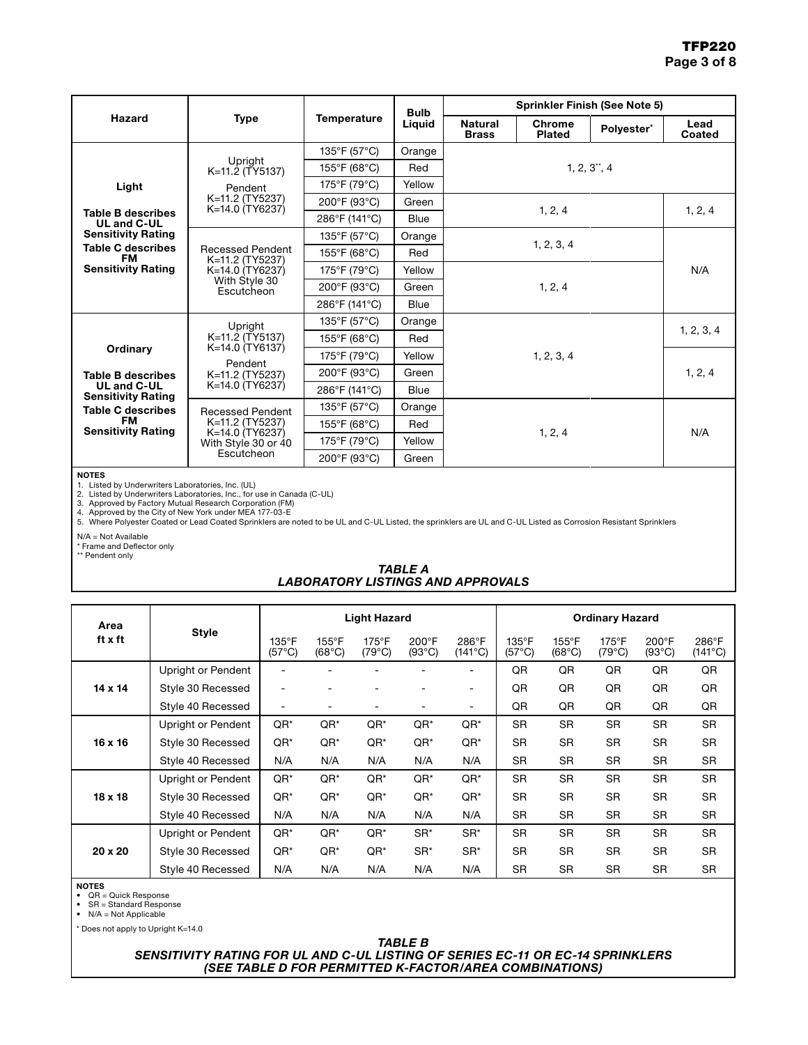| Hazard | Type | Temperature | Bulb Liquid | Sprinkler Finish (See Note 5) | | | |
|---|---|---|---|---|---|---|---|
| | | | | Natural Brass | Chrome Plated | Polyester* | Lead Coated |
| Light<br><br>Table B describes UL and C-UL Sensitivity Rating<br>Table C describes FM Sensitivity Rating | Upright K=11.2 (TY5137)<br>Pendent K=11.2 (TY5237) K=14.0 (TY6237) | 135°F (57°C) | Orange | 1, 2, 3**, 4 | | | |
| | | 155°F (68°C) | Red | | | | |
| | | 175°F (79°C) | Yellow | | | | |
| | | 200°F (93°C) | Green | 1, 2, 4 | | | 1, 2, 4 |
| | | 286°F (141°C) | Blue | | | | |
| | Recessed Pendent K=11.2 (TY5237) K=14.0 (TY6237) With Style 30 Escutcheon | 135°F (57°C) | Orange | 1, 2, 3, 4 | | | N/A |
| | | 155°F (68°C) | Red | | | | |
| | | 175°F (79°C) | Yellow | 1, 2, 4 | | | |
| | | 200°F (93°C) | Green | | | | |
| | | 286°F (141°C) | Blue | | | | |
| Ordinary<br><br>Table B describes UL and C-UL Sensitivity Rating<br>Table C describes FM Sensitivity Rating | Upright K=11.2 (TY5137) K=14.0 (TY6137)<br>Pendent K=11.2 (TY5237) K=14.0 (TY6237) | 135°F (57°C) | Orange | 1, 2, 3, 4 | | | 1, 2, 3, 4 |
| | | 155°F (68°C) | Red | | | | |
| | | 175°F (79°C) | Yellow | | | | 1, 2, 4 |
| | | 200°F (93°C) | Green | | | | |
| | | 286°F (141°C) | Blue | | | | |
| | Recessed Pendent K=11.2 (TY5237) K=14.0 (TY6237) With Style 30 or 40 Escutcheon | 135°F (57°C) | Orange | 1, 2, 4 | | | N/A |
| | | 155°F (68°C) | Red | | | | |
| | | 175°F (79°C) | Yellow | | | | |
| | | 200°F (93°C) | Green | | | | |

**NOTES**

1. Listed by Underwriters Laboratories, Inc. (UL)
2. Listed by Underwriters Laboratories, Inc., for use in Canada (C-UL)
3. Approved by Factory Mutual Research Corporation (FM)
4. Approved by the City of New York under MEA 177-03-E
5. Where Polyester Coated or Lead Coated Sprinklers are noted to be UL and C-UL Listed, the sprinklers are UL and C-UL Listed as Corrosion Resistant Sprinklers

N/A = Not Available
* Frame and Deflector only
** Pendent only

***TABLE A***
***LABORATORY LISTINGS AND APPROVALS***

| Area ft x ft | Style | Light Hazard | | | | | Ordinary Hazard | | | | |
|---|---|---|---|---|---|---|---|---|---|---|---|
| | | 135°F (57°C) | 155°F (68°C) | 175°F (79°C) | 200°F (93°C) | 286°F (141°C) | 135°F (57°C) | 155°F (68°C) | 175°F (79°C) | 200°F (93°C) | 286°F (141°C) |
| 14 x 14 | Upright or Pendent | - | - | - | - | - | QR | QR | QR | QR | QR |
| | Style 30 Recessed | - | - | - | - | - | QR | QR | QR | QR | QR |
| | Style 40 Recessed | - | - | - | - | - | QR | QR | QR | QR | QR |
| 16 x 16 | Upright or Pendent | QR* | QR* | QR* | QR* | QR* | SR | SR | SR | SR | SR |
| | Style 30 Recessed | QR* | QR* | QR* | QR* | QR* | SR | SR | SR | SR | SR |
| | Style 40 Recessed | N/A | N/A | N/A | N/A | N/A | SR | SR | SR | SR | SR |
| 18 x 18 | Upright or Pendent | QR* | QR* | QR* | QR* | QR* | SR | SR | SR | SR | SR |
| | Style 30 Recessed | QR* | QR* | QR* | QR* | QR* | SR | SR | SR | SR | SR |
| | Style 40 Recessed | N/A | N/A | N/A | N/A | N/A | SR | SR | SR | SR | SR |
| 20 x 20 | Upright or Pendent | QR* | QR* | QR* | SR* | SR* | SR | SR | SR | SR | SR |
| | Style 30 Recessed | QR* | QR* | QR* | SR* | SR* | SR | SR | SR | SR | SR |
| | Style 40 Recessed | N/A | N/A | N/A | N/A | N/A | SR | SR | SR | SR | SR |

**NOTES**

- QR = Quick Response
- SR = Standard Response
- N/A = Not Applicable

* Does not apply to Upright K=14.0

***TABLE B***
***SENSITIVITY RATING FOR UL AND C-UL LISTING OF SERIES EC-11 OR EC-14 SPRINKLERS (SEE TABLE D FOR PERMITTED K-FACTOR/AREA COMBINATIONS)***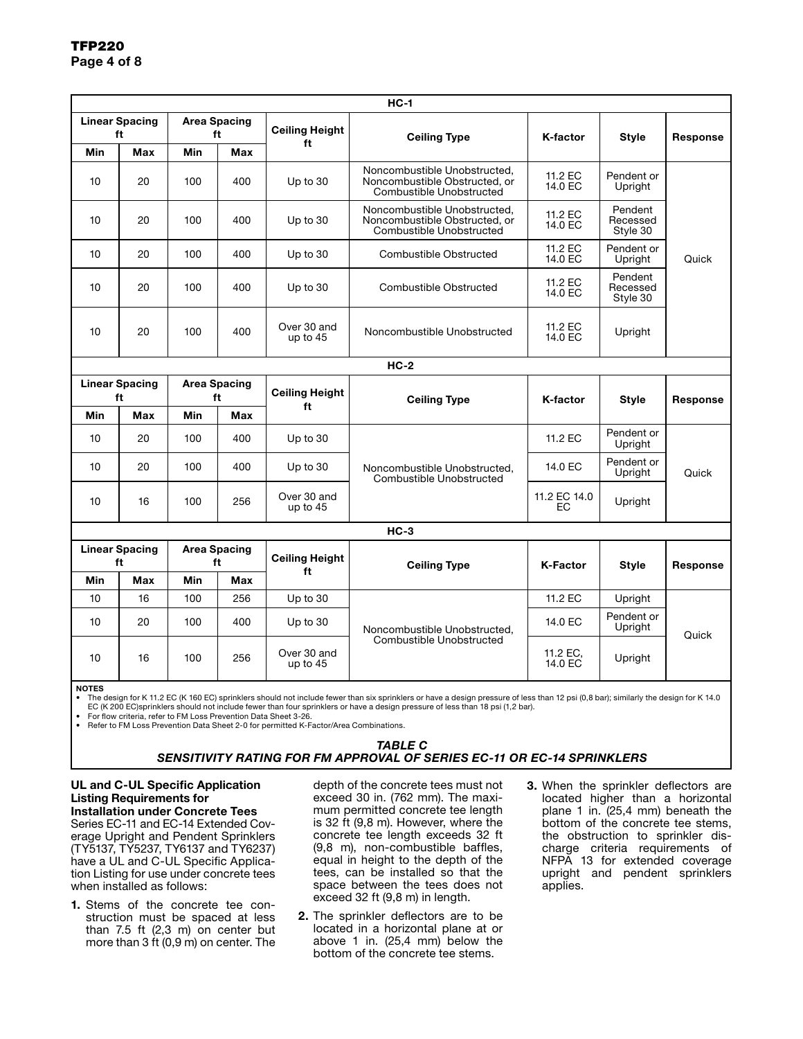| HC-1 | | | | | | | | |
|---|---|---|---|---|---|---|---|---|
| Linear Spacing ft | | Area Spacing ft | | Ceiling Height ft | Ceiling Type | K-factor | Style | Response |
| Min | Max | Min | Max | | | | | |
| 10 | 20 | 100 | 400 | Up to 30 | Noncombustible Unobstructed, Noncombustible Obstructed, or Combustible Unobstructed | 11.2 EC 14.0 EC | Pendent or Upright | Quick |
| 10 | 20 | 100 | 400 | Up to 30 | Noncombustible Unobstructed, Noncombustible Obstructed, or Combustible Unobstructed | 11.2 EC 14.0 EC | Pendent Recessed Style 30 | Quick |
| 10 | 20 | 100 | 400 | Up to 30 | Combustible Obstructed | 11.2 EC 14.0 EC | Pendent or Upright | Quick |
| 10 | 20 | 100 | 400 | Up to 30 | Combustible Obstructed | 11.2 EC 14.0 EC | Pendent Recessed Style 30 | Quick |
| 10 | 20 | 100 | 400 | Over 30 and up to 45 | Noncombustible Unobstructed | 11.2 EC 14.0 EC | Upright | Quick |

| HC-2 | | | | | | | | |
|---|---|---|---|---|---|---|---|---|
| Linear Spacing ft | | Area Spacing ft | | Ceiling Height ft | Ceiling Type | K-factor | Style | Response |
| Min | Max | Min | Max | | | | | |
| 10 | 20 | 100 | 400 | Up to 30 | Noncombustible Unobstructed, Combustible Unobstructed | 11.2 EC | Pendent or Upright | Quick |
| 10 | 20 | 100 | 400 | Up to 30 | Noncombustible Unobstructed, Combustible Unobstructed | 14.0 EC | Pendent or Upright | Quick |
| 10 | 16 | 100 | 256 | Over 30 and up to 45 | Noncombustible Unobstructed, Combustible Unobstructed | 11.2 EC 14.0 EC | Upright | Quick |

| HC-3 | | | | | | | | |
|---|---|---|---|---|---|---|---|---|
| Linear Spacing ft | | Area Spacing ft | | Ceiling Height ft | Ceiling Type | K-Factor | Style | Response |
| Min | Max | Min | Max | | | | | |
| 10 | 16 | 100 | 256 | Up to 30 | Noncombustible Unobstructed, Combustible Unobstructed | 11.2 EC | Upright | Quick |
| 10 | 20 | 100 | 400 | Up to 30 | Noncombustible Unobstructed, Combustible Unobstructed | 14.0 EC | Pendent or Upright | Quick |
| 10 | 16 | 100 | 256 | Over 30 and up to 45 | Noncombustible Unobstructed, Combustible Unobstructed | 11.2 EC, 14.0 EC | Upright | Quick |

**NOTES**

- The design for K 11.2 EC (K 160 EC) sprinklers should not include fewer than six sprinklers or have a design pressure of less than 12 psi (0,8 bar); similarly the design for K 14.0 EC (K 200 EC)sprinklers should not include fewer than four sprinklers or have a design pressure of less than 18 psi (1,2 bar).
- For flow criteria, refer to FM Loss Prevention Data Sheet 3-26.
- Refer to FM Loss Prevention Data Sheet 2-0 for permitted K-Factor/Area Combinations.

***TABLE C***
***SENSITIVITY RATING FOR FM APPROVAL OF SERIES EC-11 OR EC-14 SPRINKLERS***

**UL and C-UL Specific Application Listing Requirements for Installation under Concrete Tees**

Series EC-11 and EC-14 Extended Coverage Upright and Pendent Sprinklers (TY5137, TY5237, TY6137 and TY6237) have a UL and C-UL Specific Application Listing for use under concrete tees when installed as follows:

1. Stems of the concrete tee construction must be spaced at less than 7.5 ft (2,3 m) on center but more than 3 ft (0,9 m) on center. The depth of the concrete tees must not exceed 30 in. (762 mm). The maximum permitted concrete tee length is 32 ft (9,8 m). However, where the concrete tee length exceeds 32 ft (9,8 m), non-combustible baffles, equal in height to the depth of the tees, can be installed so that the space between the tees does not exceed 32 ft (9,8 m) in length.
2. The sprinkler deflectors are to be located in a horizontal plane at or above 1 in. (25,4 mm) below the bottom of the concrete tee stems.
3. When the sprinkler deflectors are located higher than a horizontal plane 1 in. (25,4 mm) beneath the bottom of the concrete tee stems, the obstruction to sprinkler discharge criteria requirements of NFPA 13 for extended coverage upright and pendent sprinklers applies.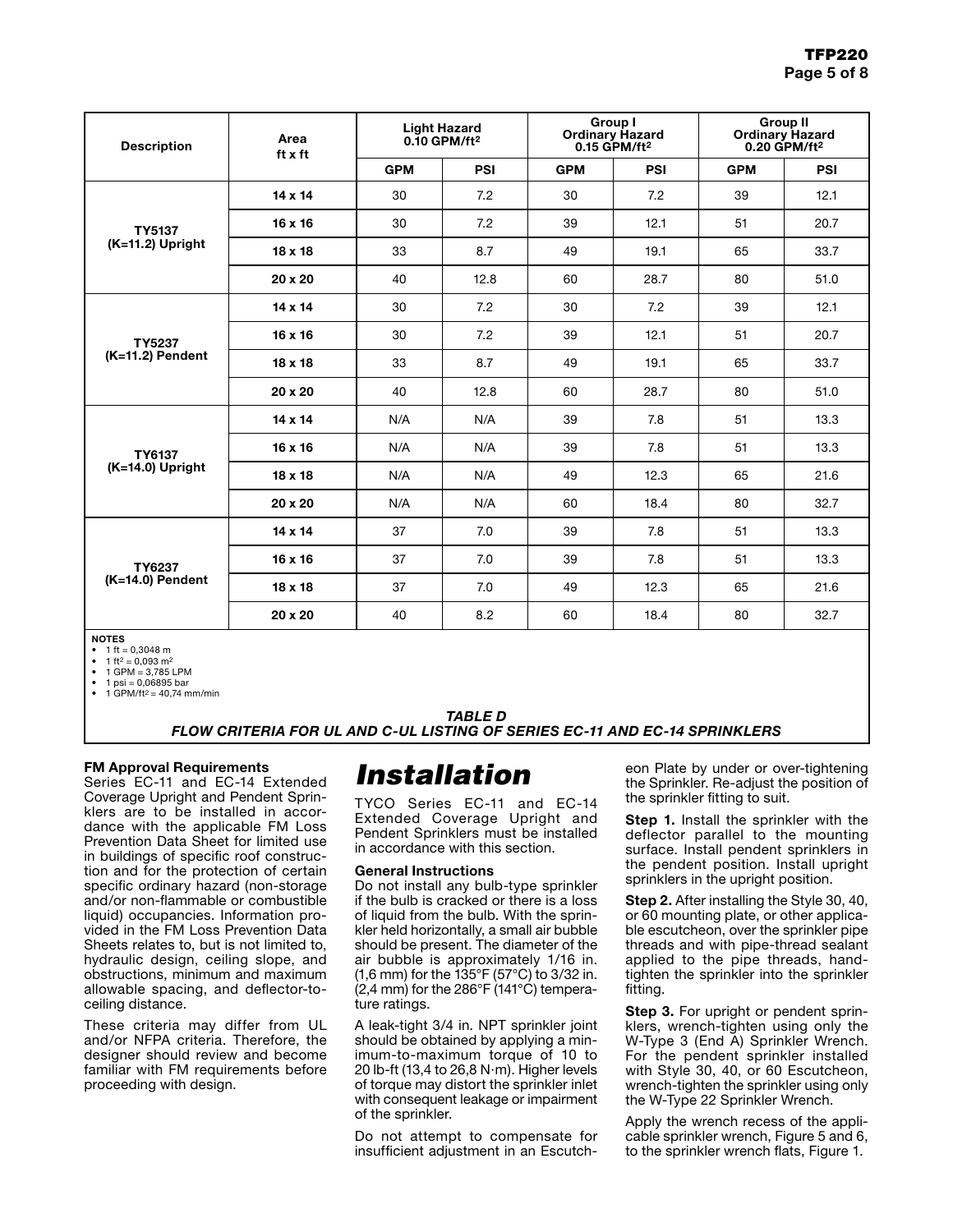| Description | Area ft x ft | Light Hazard 0.10 GPM/ft² | | Group I Ordinary Hazard 0.15 GPM/ft² | | Group II Ordinary Hazard 0.20 GPM/ft² | |
|---|---|---|---|---|---|---|---|
| | | GPM | PSI | GPM | PSI | GPM | PSI |
| TY5137 (K=11.2) Upright | 14 x 14 | 30 | 7.2 | 30 | 7.2 | 39 | 12.1 |
| | 16 x 16 | 30 | 7.2 | 39 | 12.1 | 51 | 20.7 |
| | 18 x 18 | 33 | 8.7 | 49 | 19.1 | 65 | 33.7 |
| | 20 x 20 | 40 | 12.8 | 60 | 28.7 | 80 | 51.0 |
| TY5237 (K=11.2) Pendent | 14 x 14 | 30 | 7.2 | 30 | 7.2 | 39 | 12.1 |
| | 16 x 16 | 30 | 7.2 | 39 | 12.1 | 51 | 20.7 |
| | 18 x 18 | 33 | 8.7 | 49 | 19.1 | 65 | 33.7 |
| | 20 x 20 | 40 | 12.8 | 60 | 28.7 | 80 | 51.0 |
| TY6137 (K=14.0) Upright | 14 x 14 | N/A | N/A | 39 | 7.8 | 51 | 13.3 |
| | 16 x 16 | N/A | N/A | 39 | 7.8 | 51 | 13.3 |
| | 18 x 18 | N/A | N/A | 49 | 12.3 | 65 | 21.6 |
| | 20 x 20 | N/A | N/A | 60 | 18.4 | 80 | 32.7 |
| TY6237 (K=14.0) Pendent | 14 x 14 | 37 | 7.0 | 39 | 7.8 | 51 | 13.3 |
| | 16 x 16 | 37 | 7.0 | 39 | 7.8 | 51 | 13.3 |
| | 18 x 18 | 37 | 7.0 | 49 | 12.3 | 65 | 21.6 |
| | 20 x 20 | 40 | 8.2 | 60 | 18.4 | 80 | 32.7 |

**NOTES**
- 1 ft = 0,3048 m
- 1 ft² = 0,093 m²
- 1 GPM = 3,785 LPM
- 1 psi = 0,06895 bar
- 1 GPM/ft² = 40,74 mm/min

***TABLE D***
***FLOW CRITERIA FOR UL AND C-UL LISTING OF SERIES EC-11 AND EC-14 SPRINKLERS***

### FM Approval Requirements

Series EC-11 and EC-14 Extended Coverage Upright and Pendent Sprinklers are to be installed in accordance with the applicable FM Loss Prevention Data Sheet for limited use in buildings of specific roof construction and for the protection of certain specific ordinary hazard (non-storage and/or non-flammable or combustible liquid) occupancies. Information provided in the FM Loss Prevention Data Sheets relates to, but is not limited to, hydraulic design, ceiling slope, and obstructions, minimum and maximum allowable spacing, and deflector-to-ceiling distance.

These criteria may differ from UL and/or NFPA criteria. Therefore, the designer should review and become familiar with FM requirements before proceeding with design.

# *Installation*

TYCO Series EC-11 and EC-14 Extended Coverage Upright and Pendent Sprinklers must be installed in accordance with this section.

### General Instructions

Do not install any bulb-type sprinkler if the bulb is cracked or there is a loss of liquid from the bulb. With the sprinkler held horizontally, a small air bubble should be present. The diameter of the air bubble is approximately 1/16 in. (1,6 mm) for the 135°F (57°C) to 3/32 in. (2,4 mm) for the 286°F (141°C) temperature ratings.

A leak-tight 3/4 in. NPT sprinkler joint should be obtained by applying a minimum-to-maximum torque of 10 to 20 lb-ft (13,4 to 26,8 N·m). Higher levels of torque may distort the sprinkler inlet with consequent leakage or impairment of the sprinkler.

Do not attempt to compensate for insufficient adjustment in an Escutcheon Plate by under or over-tightening the Sprinkler. Re-adjust the position of the sprinkler fitting to suit.

**Step 1.** Install the sprinkler with the deflector parallel to the mounting surface. Install pendent sprinklers in the pendent position. Install upright sprinklers in the upright position.

**Step 2.** After installing the Style 30, 40, or 60 mounting plate, or other applicable escutcheon, over the sprinkler pipe threads and with pipe-thread sealant applied to the pipe threads, hand-tighten the sprinkler into the sprinkler fitting.

**Step 3.** For upright or pendent sprinklers, wrench-tighten using only the W-Type 3 (End A) Sprinkler Wrench. For the pendent sprinkler installed with Style 30, 40, or 60 Escutcheon, wrench-tighten the sprinkler using only the W-Type 22 Sprinkler Wrench.

Apply the wrench recess of the applicable sprinkler wrench, Figure 5 and 6, to the sprinkler wrench flats, Figure 1.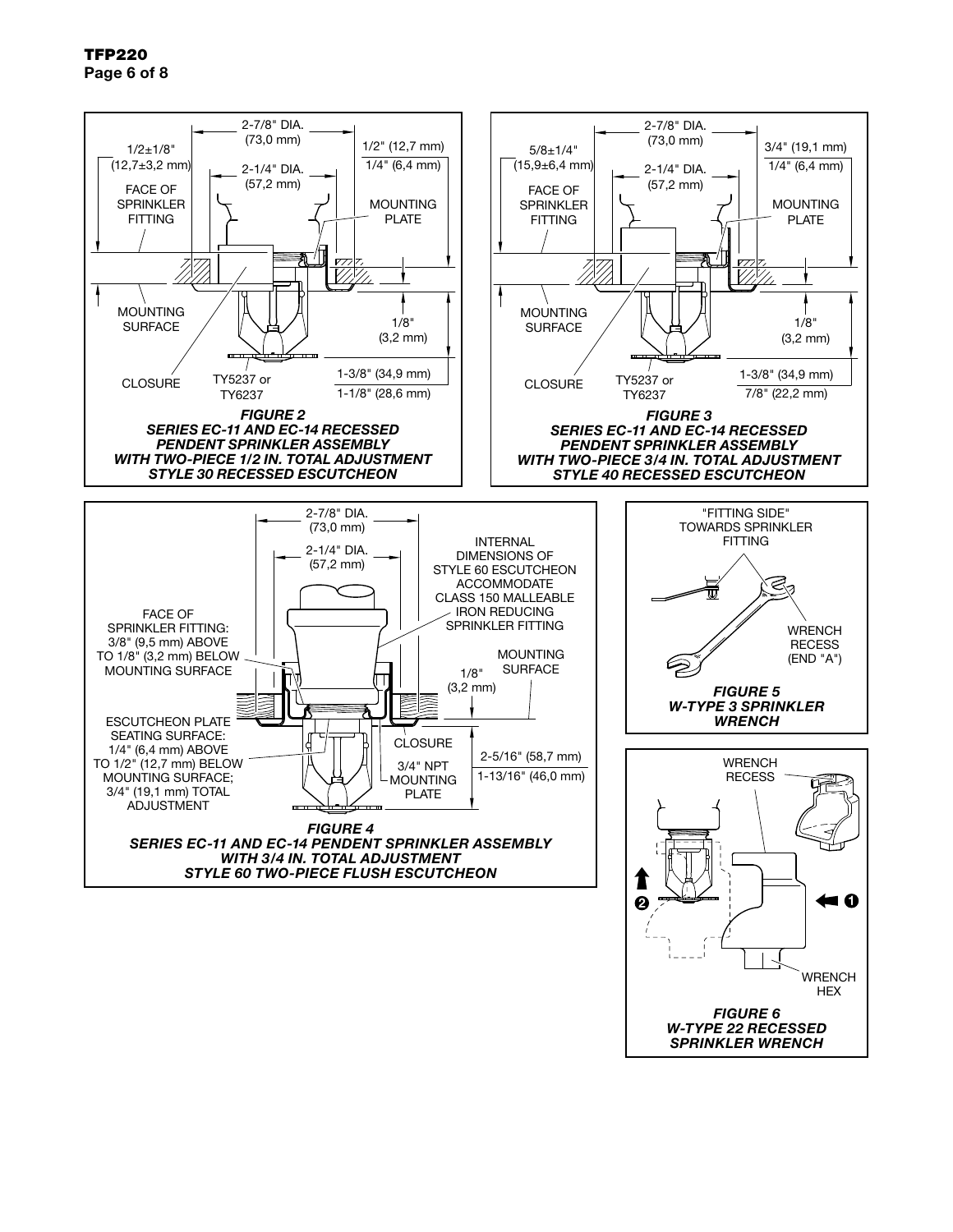2-7/8" DIA.
(73,0 mm)

1/2±1/8"
(12,7±3,2 mm)

1/2" (12,7 mm)

1/4" (6,4 mm)

2-1/4" DIA.
(57,2 mm)

FACE OF SPRINKLER FITTING

MOUNTING PLATE

MOUNTING SURFACE

1/8"
(3,2 mm)

CLOSURE

TY5237 or TY6237

1-3/8" (34,9 mm)

1-1/8" (28,6 mm)

***FIGURE 2***
***SERIES EC-11 AND EC-14 RECESSED PENDENT SPRINKLER ASSEMBLY WITH TWO-PIECE 1/2 IN. TOTAL ADJUSTMENT STYLE 30 RECESSED ESCUTCHEON***

2-7/8" DIA.
(73,0 mm)

5/8±1/4"
(15,9±6,4 mm)

3/4" (19,1 mm)

1/4" (6,4 mm)

2-1/4" DIA.
(57,2 mm)

FACE OF SPRINKLER FITTING

MOUNTING PLATE

MOUNTING SURFACE

1/8"
(3,2 mm)

CLOSURE

TY5237 or TY6237

1-3/8" (34,9 mm)

7/8" (22,2 mm)

***FIGURE 3***
***SERIES EC-11 AND EC-14 RECESSED PENDENT SPRINKLER ASSEMBLY WITH TWO-PIECE 3/4 IN. TOTAL ADJUSTMENT STYLE 40 RECESSED ESCUTCHEON***

2-7/8" DIA.
(73,0 mm)

2-1/4" DIA.
(57,2 mm)

INTERNAL DIMENSIONS OF STYLE 60 ESCUTCHEON ACCOMMODATE CLASS 150 MALLEABLE IRON REDUCING SPRINKLER FITTING

FACE OF SPRINKLER FITTING: 3/8" (9,5 mm) ABOVE TO 1/8" (3,2 mm) BELOW MOUNTING SURFACE

MOUNTING SURFACE

1/8"
(3,2 mm)

ESCUTCHEON PLATE SEATING SURFACE: 1/4" (6,4 mm) ABOVE TO 1/2" (12,7 mm) BELOW MOUNTING SURFACE; 3/4" (19,1 mm) TOTAL ADJUSTMENT

CLOSURE

3/4" NPT

MOUNTING PLATE

2-5/16" (58,7 mm)

1-13/16" (46,0 mm)

***FIGURE 4***
***SERIES EC-11 AND EC-14 PENDENT SPRINKLER ASSEMBLY WITH 3/4 IN. TOTAL ADJUSTMENT STYLE 60 TWO-PIECE FLUSH ESCUTCHEON***

"FITTING SIDE" TOWARDS SPRINKLER FITTING

WRENCH RECESS (END "A")

***FIGURE 5***
***W-TYPE 3 SPRINKLER WRENCH***

WRENCH RECESS

2

1

WRENCH HEX

***FIGURE 6***
***W-TYPE 22 RECESSED SPRINKLER WRENCH***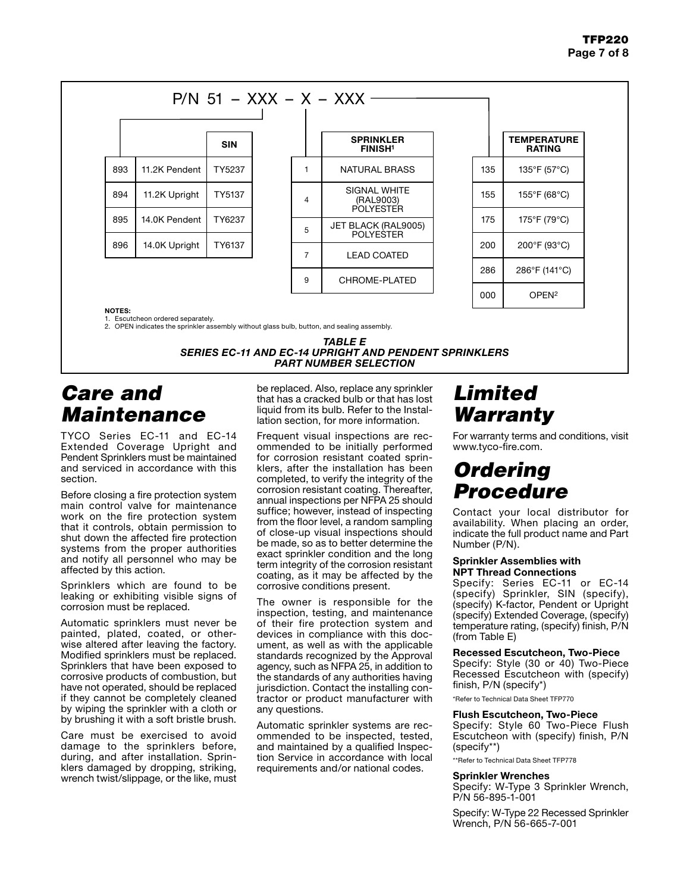P/N 51 – XXX – X – XXX

| | | SIN |
|---|---|---|
| 893 | 11.2K Pendent | TY5237 |
| 894 | 11.2K Upright | TY5137 |
| 895 | 14.0K Pendent | TY6237 |
| 896 | 14.0K Upright | TY6137 |

| | SPRINKLER FINISH[1] |
|---|---|
| 1 | NATURAL BRASS |
| 4 | SIGNAL WHITE (RAL9003) POLYESTER |
| 5 | JET BLACK (RAL9005) POLYESTER |
| 7 | LEAD COATED |
| 9 | CHROME-PLATED |

| | TEMPERATURE RATING |
|---|---|
| 135 | 135°F (57°C) |
| 155 | 155°F (68°C) |
| 175 | 175°F (79°C) |
| 200 | 200°F (93°C) |
| 286 | 286°F (141°C) |
| 000 | OPEN[2] |

**NOTES:**
1. Escutcheon ordered separately.
2. OPEN indicates the sprinkler assembly without glass bulb, button, and sealing assembly.

***TABLE E***
***SERIES EC-11 AND EC-14 UPRIGHT AND PENDENT SPRINKLERS***
***PART NUMBER SELECTION***

# Care and Maintenance

TYCO Series EC-11 and EC-14 Extended Coverage Upright and Pendent Sprinklers must be maintained and serviced in accordance with this section.

Before closing a fire protection system main control valve for maintenance work on the fire protection system that it controls, obtain permission to shut down the affected fire protection systems from the proper authorities and notify all personnel who may be affected by this action.

Sprinklers which are found to be leaking or exhibiting visible signs of corrosion must be replaced.

Automatic sprinklers must never be painted, plated, coated, or otherwise altered after leaving the factory. Modified sprinklers must be replaced. Sprinklers that have been exposed to corrosive products of combustion, but have not operated, should be replaced if they cannot be completely cleaned by wiping the sprinkler with a cloth or by brushing it with a soft bristle brush.

Care must be exercised to avoid damage to the sprinklers before, during, and after installation. Sprinklers damaged by dropping, striking, wrench twist/slippage, or the like, must be replaced. Also, replace any sprinkler that has a cracked bulb or that has lost liquid from its bulb. Refer to the Installation section, for more information.

Frequent visual inspections are recommended to be initially performed for corrosion resistant coated sprinklers, after the installation has been completed, to verify the integrity of the corrosion resistant coating. Thereafter, annual inspections per NFPA 25 should suffice; however, instead of inspecting from the floor level, a random sampling of close-up visual inspections should be made, so as to better determine the exact sprinkler condition and the long term integrity of the corrosion resistant coating, as it may be affected by the corrosive conditions present.

The owner is responsible for the inspection, testing, and maintenance of their fire protection system and devices in compliance with this document, as well as with the applicable standards recognized by the Approval agency, such as NFPA 25, in addition to the standards of any authorities having jurisdiction. Contact the installing contractor or product manufacturer with any questions.

Automatic sprinkler systems are recommended to be inspected, tested, and maintained by a qualified Inspection Service in accordance with local requirements and/or national codes.

# Limited Warranty

For warranty terms and conditions, visit www.tyco-fire.com.

# Ordering Procedure

Contact your local distributor for availability. When placing an order, indicate the full product name and Part Number (P/N).

**Sprinkler Assemblies with NPT Thread Connections**
Specify: Series EC-11 or EC-14 (specify) Sprinkler, SIN (specify), (specify) K-factor, Pendent or Upright (specify) Extended Coverage, (specify) temperature rating, (specify) finish, P/N (from Table E)

**Recessed Escutcheon, Two-Piece**
Specify: Style (30 or 40) Two-Piece Recessed Escutcheon with (specify) finish, P/N (specify*)

*Refer to Technical Data Sheet TFP770

**Flush Escutcheon, Two-Piece**
Specify: Style 60 Two-Piece Flush Escutcheon with (specify) finish, P/N (specify**)

**Refer to Technical Data Sheet TFP778

**Sprinkler Wrenches**
Specify: W-Type 3 Sprinkler Wrench, P/N 56-895-1-001

Specify: W-Type 22 Recessed Sprinkler Wrench, P/N 56-665-7-001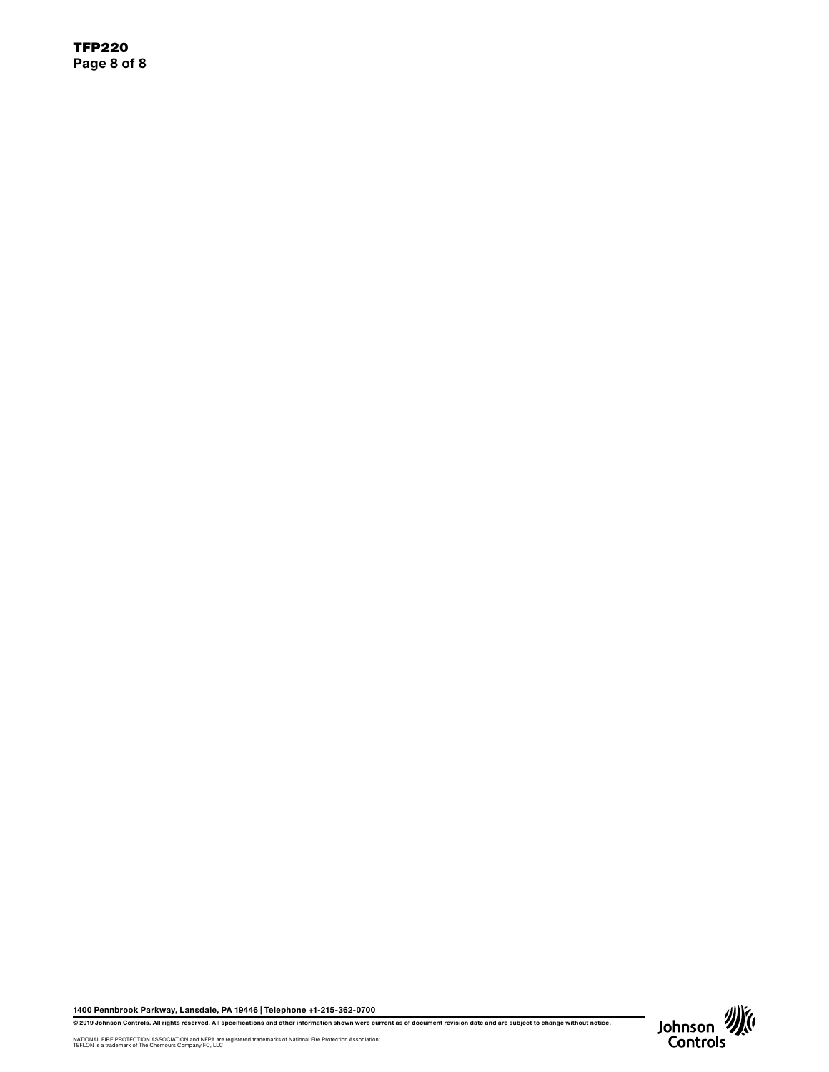1400 Pennbrook Parkway, Lansdale, PA 19446 | Telephone +1-215-362-0700

© 2019 Johnson Controls. All rights reserved. All specifications and other information shown were current as of document revision date and are subject to change without notice.

NATIONAL FIRE PROTECTION ASSOCIATION and NFPA are registered trademarks of National Fire Protection Association;
TEFLON is a trademark of The Chemours Company FC, LLC